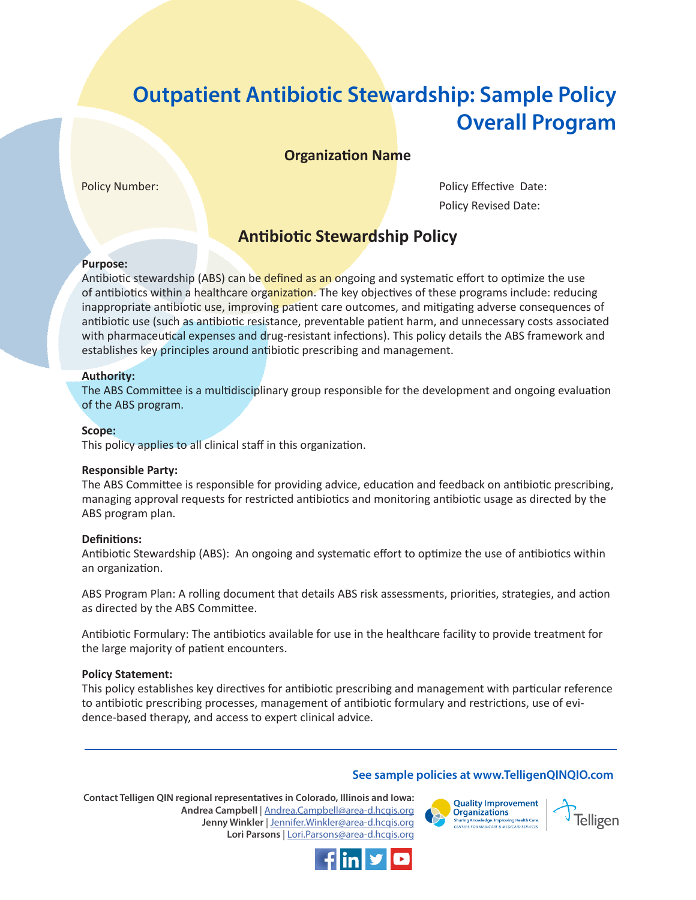# Outpatient Antibiotic Stewardship: Sample Policy Overall Program

**Organization Name**

Policy Number:

Policy Effective Date:

Policy Revised Date:

## Antibiotic Stewardship Policy

**Purpose:**
Antibiotic stewardship (ABS) can be defined as an ongoing and systematic effort to optimize the use of antibiotics within a healthcare organization. The key objectives of these programs include: reducing inappropriate antibiotic use, improving patient care outcomes, and mitigating adverse consequences of antibiotic use (such as antibiotic resistance, preventable patient harm, and unnecessary costs associated with pharmaceutical expenses and drug-resistant infections). This policy details the ABS framework and establishes key principles around antibiotic prescribing and management.

**Authority:**
The ABS Committee is a multidisciplinary group responsible for the development and ongoing evaluation of the ABS program.

**Scope:**
This policy applies to all clinical staff in this organization.

**Responsible Party:**
The ABS Committee is responsible for providing advice, education and feedback on antibiotic prescribing, managing approval requests for restricted antibiotics and monitoring antibiotic usage as directed by the ABS program plan.

**Definitions:**
Antibiotic Stewardship (ABS): An ongoing and systematic effort to optimize the use of antibiotics within an organization.

ABS Program Plan: A rolling document that details ABS risk assessments, priorities, strategies, and action as directed by the ABS Committee.

Antibiotic Formulary: The antibiotics available for use in the healthcare facility to provide treatment for the large majority of patient encounters.

**Policy Statement:**
This policy establishes key directives for antibiotic prescribing and management with particular reference to antibiotic prescribing processes, management of antibiotic formulary and restrictions, use of evidence-based therapy, and access to expert clinical advice.

---

**See sample policies at www.TelligenQINQIO.com**

**Contact Telligen QIN regional representatives in Colorado, Illinois and Iowa:**
**Andrea Campbell** | Andrea.Campbell@area-d.hcqis.org
**Jenny Winkler** | Jennifer.Winkler@area-d.hcqis.org
**Lori Parsons** | Lori.Parsons@area-d.hcqis.org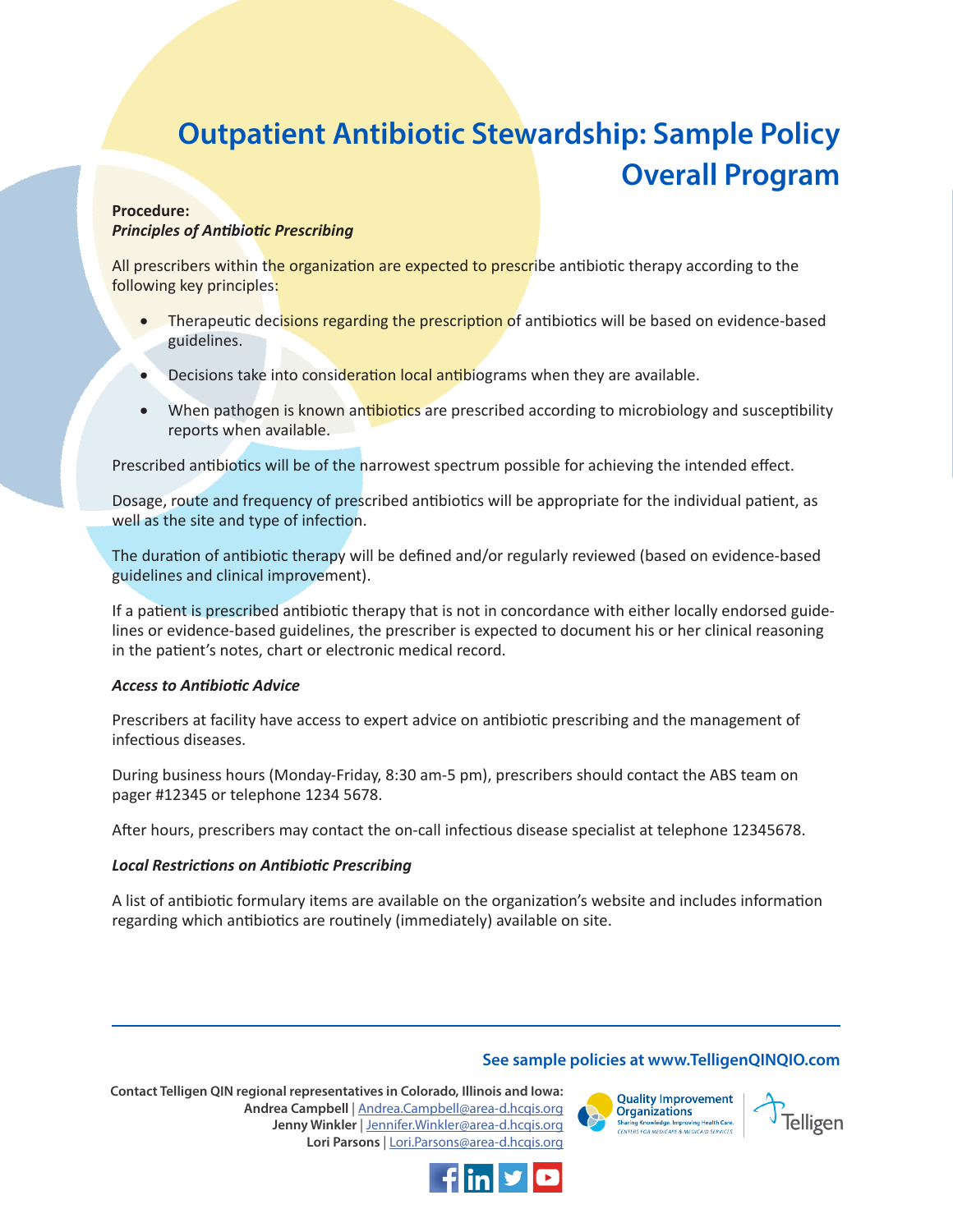# Outpatient Antibiotic Stewardship: Sample Policy Overall Program

**Procedure:**

***Principles of Antibiotic Prescribing***

All prescribers within the organization are expected to prescribe antibiotic therapy according to the following key principles:

- Therapeutic decisions regarding the prescription of antibiotics will be based on evidence-based guidelines.
- Decisions take into consideration local antibiograms when they are available.
- When pathogen is known antibiotics are prescribed according to microbiology and susceptibility reports when available.

Prescribed antibiotics will be of the narrowest spectrum possible for achieving the intended effect.

Dosage, route and frequency of prescribed antibiotics will be appropriate for the individual patient, as well as the site and type of infection.

The duration of antibiotic therapy will be defined and/or regularly reviewed (based on evidence-based guidelines and clinical improvement).

If a patient is prescribed antibiotic therapy that is not in concordance with either locally endorsed guidelines or evidence-based guidelines, the prescriber is expected to document his or her clinical reasoning in the patient's notes, chart or electronic medical record.

***Access to Antibiotic Advice***

Prescribers at facility have access to expert advice on antibiotic prescribing and the management of infectious diseases.

During business hours (Monday-Friday, 8:30 am-5 pm), prescribers should contact the ABS team on pager #12345 or telephone 1234 5678.

After hours, prescribers may contact the on-call infectious disease specialist at telephone 12345678.

***Local Restrictions on Antibiotic Prescribing***

A list of antibiotic formulary items are available on the organization's website and includes information regarding which antibiotics are routinely (immediately) available on site.

---

**See sample policies at www.TelligenQINQIO.com**

**Contact Telligen QIN regional representatives in Colorado, Illinois and Iowa:**
**Andrea Campbell** | Andrea.Campbell@area-d.hcqis.org
**Jenny Winkler** | Jennifer.Winkler@area-d.hcqis.org
**Lori Parsons** | Lori.Parsons@area-d.hcqis.org

Quality Improvement Organizations — Sharing Knowledge. Improving Health Care. CENTERS FOR MEDICARE & MEDICAID SERVICES

Telligen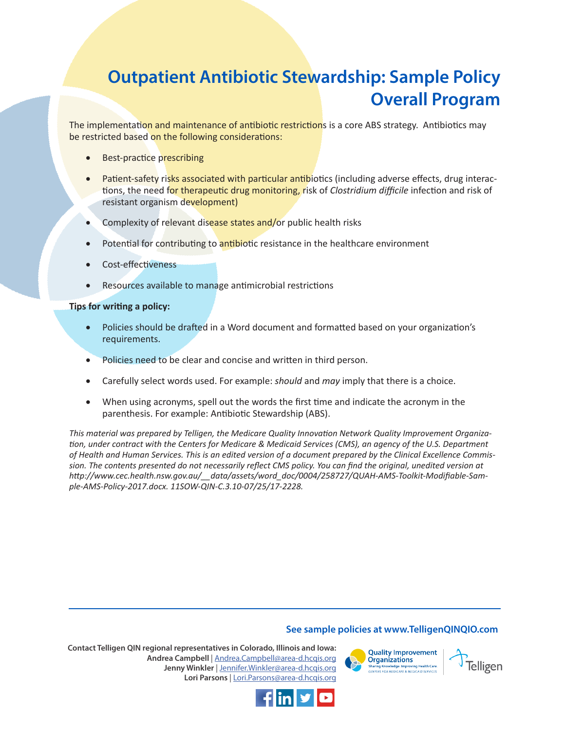# Outpatient Antibiotic Stewardship: Sample Policy Overall Program

The implementation and maintenance of antibiotic restrictions is a core ABS strategy. Antibiotics may be restricted based on the following considerations:

- Best-practice prescribing
- Patient-safety risks associated with particular antibiotics (including adverse effects, drug interactions, the need for therapeutic drug monitoring, risk of *Clostridium difficile* infection and risk of resistant organism development)
- Complexity of relevant disease states and/or public health risks
- Potential for contributing to antibiotic resistance in the healthcare environment
- Cost-effectiveness
- Resources available to manage antimicrobial restrictions

**Tips for writing a policy:**

- Policies should be drafted in a Word document and formatted based on your organization's requirements.
- Policies need to be clear and concise and written in third person.
- Carefully select words used. For example: *should* and *may* imply that there is a choice.
- When using acronyms, spell out the words the first time and indicate the acronym in the parenthesis. For example: Antibiotic Stewardship (ABS).

*This material was prepared by Telligen, the Medicare Quality Innovation Network Quality Improvement Organization, under contract with the Centers for Medicare & Medicaid Services (CMS), an agency of the U.S. Department of Health and Human Services. This is an edited version of a document prepared by the Clinical Excellence Commission. The contents presented do not necessarily reflect CMS policy. You can find the original, unedited version at http://www.cec.health.nsw.gov.au/__data/assets/word_doc/0004/258727/QUAH-AMS-Toolkit-Modifiable-Sample-AMS-Policy-2017.docx. 11SOW-QIN-C.3.10-07/25/17-2228.*

**See sample policies at www.TelligenQINQIO.com**

**Contact Telligen QIN regional representatives in Colorado, Illinois and Iowa:**
**Andrea Campbell** | Andrea.Campbell@area-d.hcqis.org
**Jenny Winkler** | Jennifer.Winkler@area-d.hcqis.org
**Lori Parsons** | Lori.Parsons@area-d.hcqis.org

Quality Improvement Organizations
Sharing Knowledge. Improving Health Care.
CENTERS FOR MEDICARE & MEDICAID SERVICES

Telligen